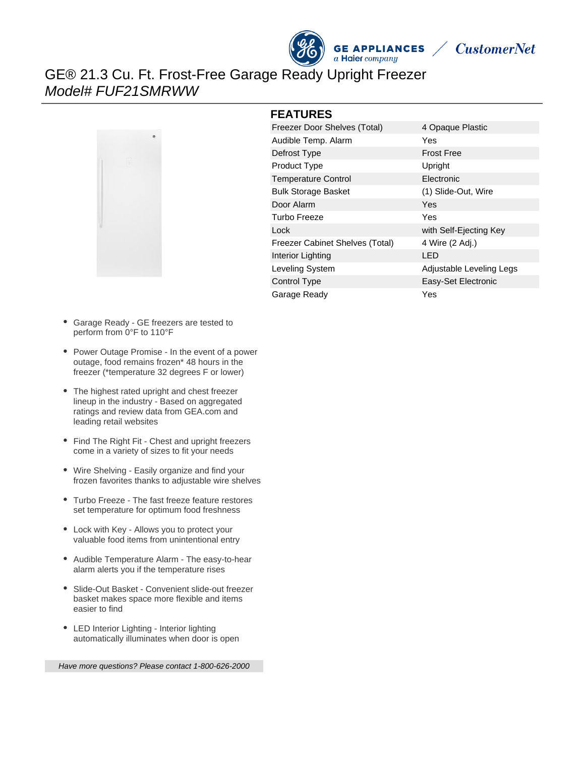# GE® 21.3 Cu. Ft. Frost-Free Garage Ready Upright Freezer

*Model# FUF21SMRWW*

## FEATURES

| | |
|---|---|
| Freezer Door Shelves (Total) | 4 Opaque Plastic |
| Audible Temp. Alarm | Yes |
| Defrost Type | Frost Free |
| Product Type | Upright |
| Temperature Control | Electronic |
| Bulk Storage Basket | (1) Slide-Out, Wire |
| Door Alarm | Yes |
| Turbo Freeze | Yes |
| Lock | with Self-Ejecting Key |
| Freezer Cabinet Shelves (Total) | 4 Wire (2 Adj.) |
| Interior Lighting | LED |
| Leveling System | Adjustable Leveling Legs |
| Control Type | Easy-Set Electronic |
| Garage Ready | Yes |

- Garage Ready - GE freezers are tested to perform from 0°F to 110°F
- Power Outage Promise - In the event of a power outage, food remains frozen* 48 hours in the freezer (*temperature 32 degrees F or lower)
- The highest rated upright and chest freezer lineup in the industry - Based on aggregated ratings and review data from GEA.com and leading retail websites
- Find The Right Fit - Chest and upright freezers come in a variety of sizes to fit your needs
- Wire Shelving - Easily organize and find your frozen favorites thanks to adjustable wire shelves
- Turbo Freeze - The fast freeze feature restores set temperature for optimum food freshness
- Lock with Key - Allows you to protect your valuable food items from unintentional entry
- Audible Temperature Alarm - The easy-to-hear alarm alerts you if the temperature rises
- Slide-Out Basket - Convenient slide-out freezer basket makes space more flexible and items easier to find
- LED Interior Lighting - Interior lighting automatically illuminates when door is open

*Have more questions? Please contact 1-800-626-2000*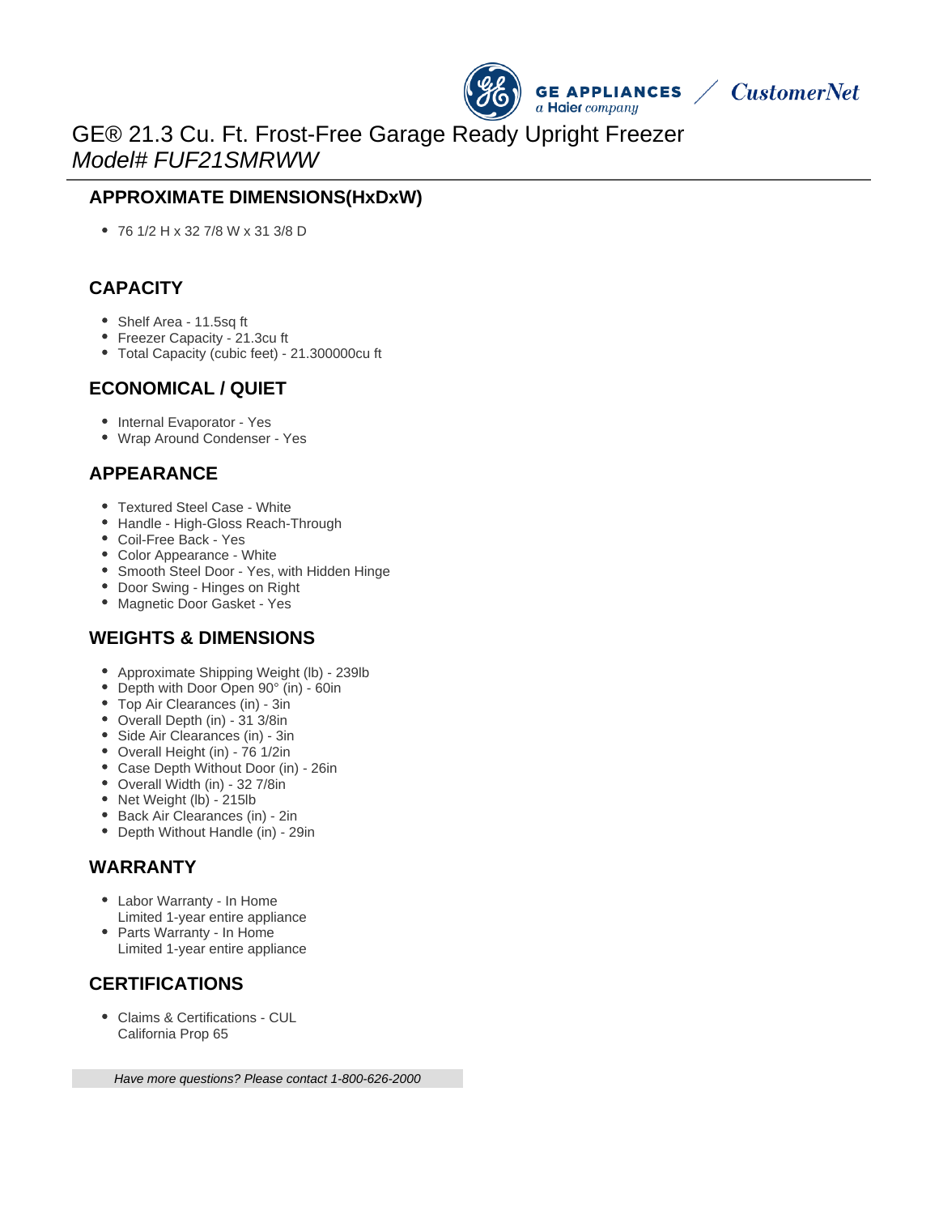# GE® 21.3 Cu. Ft. Frost-Free Garage Ready Upright Freezer

*Model# FUF21SMRWW*

## APPROXIMATE DIMENSIONS(HxDxW)

- 76 1/2 H x 32 7/8 W x 31 3/8 D

## CAPACITY

- Shelf Area - 11.5sq ft
- Freezer Capacity - 21.3cu ft
- Total Capacity (cubic feet) - 21.300000cu ft

## ECONOMICAL / QUIET

- Internal Evaporator - Yes
- Wrap Around Condenser - Yes

## APPEARANCE

- Textured Steel Case - White
- Handle - High-Gloss Reach-Through
- Coil-Free Back - Yes
- Color Appearance - White
- Smooth Steel Door - Yes, with Hidden Hinge
- Door Swing - Hinges on Right
- Magnetic Door Gasket - Yes

## WEIGHTS & DIMENSIONS

- Approximate Shipping Weight (lb) - 239lb
- Depth with Door Open 90° (in) - 60in
- Top Air Clearances (in) - 3in
- Overall Depth (in) - 31 3/8in
- Side Air Clearances (in) - 3in
- Overall Height (in) - 76 1/2in
- Case Depth Without Door (in) - 26in
- Overall Width (in) - 32 7/8in
- Net Weight (lb) - 215lb
- Back Air Clearances (in) - 2in
- Depth Without Handle (in) - 29in

## WARRANTY

- Labor Warranty - In Home
  Limited 1-year entire appliance
- Parts Warranty - In Home
  Limited 1-year entire appliance

## CERTIFICATIONS

- Claims & Certifications - CUL
  California Prop 65

*Have more questions? Please contact 1-800-626-2000*